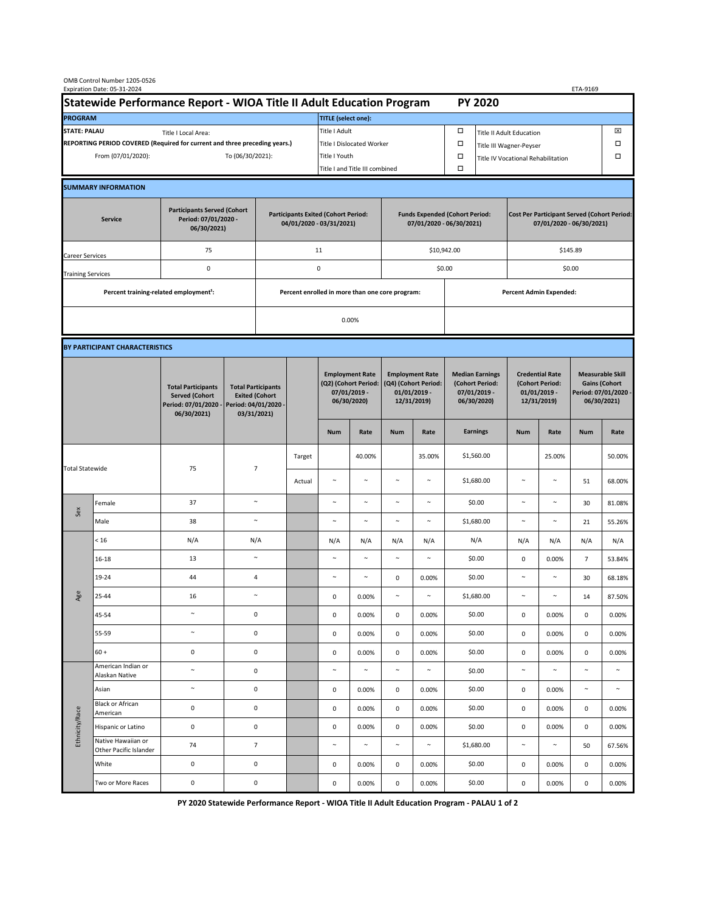OMB Control Number 1205-0526
Expiration Date: 05-31-2024

ETA-9169

# Statewide Performance Report - WIOA Title II Adult Education Program — PY 2020

| PROGRAM | | TITLE (select one): | | | |
|---|---|---|---|---|---|
| STATE: PALAU | Title I Local Area: | Title I Adult | ☐ | Title II Adult Education | ☒ |
| REPORTING PERIOD COVERED (Required for current and three preceding years.) | | Title I Dislocated Worker | ☐ | Title III Wagner-Peyser | ☐ |
| From (07/01/2020): | To (06/30/2021): | Title I Youth | ☐ | Title IV Vocational Rehabilitation | ☐ |
| | | Title I and Title III combined | ☐ | | |

## SUMMARY INFORMATION

| Service | Participants Served (Cohort Period: 07/01/2020 - 06/30/2021) | Participants Exited (Cohort Period: 04/01/2020 - 03/31/2021) | Funds Expended (Cohort Period: 07/01/2020 - 06/30/2021) | Cost Per Participant Served (Cohort Period: 07/01/2020 - 06/30/2021) |
|---|---|---|---|---|
| Career Services | 75 | 11 | $10,942.00 | $145.89 |
| Training Services | 0 | 0 | $0.00 | $0.00 |

| Percent training-related employment[1]: | Percent enrolled in more than one core program: | Percent Admin Expended: |
|---|---|---|
| | 0.00% | |

## BY PARTICIPANT CHARACTERISTICS

| | | Total Participants Served (Cohort Period: 07/01/2020 - 06/30/2021) | Total Participants Exited (Cohort Period: 04/01/2020 - 03/31/2021) | | Employment Rate (Q2) (Cohort Period: 07/01/2019 - 06/30/2020) | | Employment Rate (Q4) (Cohort Period: 01/01/2019 - 12/31/2019) | | Median Earnings (Cohort Period: 07/01/2019 - 06/30/2020) | Credential Rate (Cohort Period: 01/01/2019 - 12/31/2019) | | Measurable Skill Gains (Cohort Period: 07/01/2020 - 06/30/2021) | |
|---|---|---|---|---|---|---|---|---|---|---|---|---|---|
| | | | | | Num | Rate | Num | Rate | Earnings | Num | Rate | Num | Rate |
| Total Statewide | | 75 | 7 | Target | | 40.00% | | 35.00% | $1,560.00 | | 25.00% | | 50.00% |
| | | | | Actual | ~ | ~ | ~ | ~ | $1,680.00 | ~ | ~ | 51 | 68.00% |
| Sex | Female | 37 | ~ | | ~ | ~ | ~ | ~ | $0.00 | ~ | ~ | 30 | 81.08% |
| | Male | 38 | ~ | | ~ | ~ | ~ | ~ | $1,680.00 | ~ | ~ | 21 | 55.26% |
| Age | < 16 | N/A | N/A | | N/A | N/A | N/A | N/A | N/A | N/A | N/A | N/A | N/A |
| | 16-18 | 13 | ~ | | ~ | ~ | ~ | ~ | $0.00 | 0 | 0.00% | 7 | 53.84% |
| | 19-24 | 44 | 4 | | ~ | ~ | 0 | 0.00% | $0.00 | ~ | ~ | 30 | 68.18% |
| | 25-44 | 16 | ~ | | 0 | 0.00% | ~ | ~ | $1,680.00 | ~ | ~ | 14 | 87.50% |
| | 45-54 | ~ | 0 | | 0 | 0.00% | 0 | 0.00% | $0.00 | 0 | 0.00% | 0 | 0.00% |
| | 55-59 | ~ | 0 | | 0 | 0.00% | 0 | 0.00% | $0.00 | 0 | 0.00% | 0 | 0.00% |
| | 60 + | 0 | 0 | | 0 | 0.00% | 0 | 0.00% | $0.00 | 0 | 0.00% | 0 | 0.00% |
| Ethnicity/Race | American Indian or Alaskan Native | ~ | 0 | | ~ | ~ | ~ | ~ | $0.00 | ~ | ~ | ~ | ~ |
| | Asian | ~ | 0 | | 0 | 0.00% | 0 | 0.00% | $0.00 | 0 | 0.00% | ~ | ~ |
| | Black or African American | 0 | 0 | | 0 | 0.00% | 0 | 0.00% | $0.00 | 0 | 0.00% | 0 | 0.00% |
| | Hispanic or Latino | 0 | 0 | | 0 | 0.00% | 0 | 0.00% | $0.00 | 0 | 0.00% | 0 | 0.00% |
| | Native Hawaiian or Other Pacific Islander | 74 | 7 | | ~ | ~ | ~ | ~ | $1,680.00 | ~ | ~ | 50 | 67.56% |
| | White | 0 | 0 | | 0 | 0.00% | 0 | 0.00% | $0.00 | 0 | 0.00% | 0 | 0.00% |
| | Two or More Races | 0 | 0 | | 0 | 0.00% | 0 | 0.00% | $0.00 | 0 | 0.00% | 0 | 0.00% |

PY 2020 Statewide Performance Report - WIOA Title II Adult Education Program - PALAU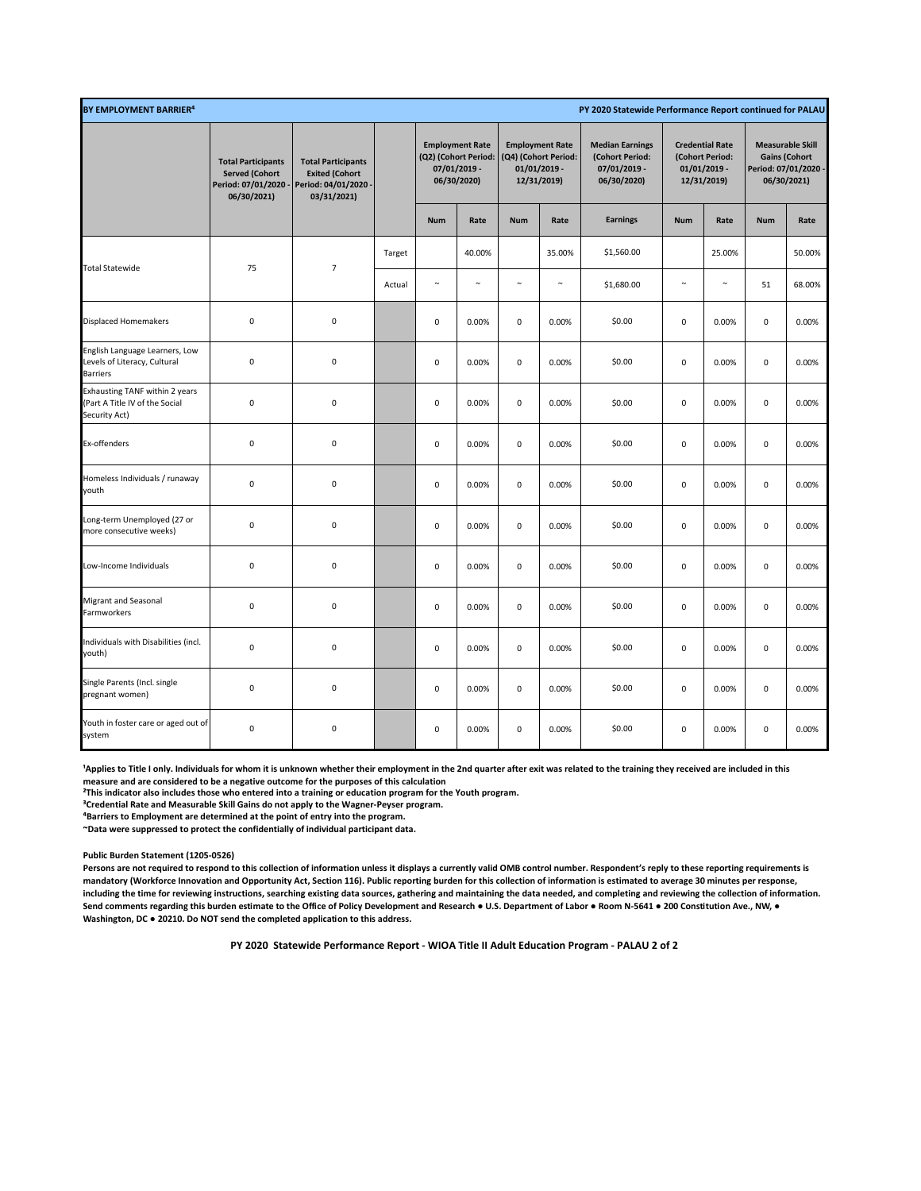| BY EMPLOYMENT BARRIER[4] | | | | | | | | | | | | | |
|---|---|---|---|---|---|---|---|---|---|---|---|---|---|
| | **Total Participants Served (Cohort Period: 07/01/2020 - 06/30/2021)** | **Total Participants Exited (Cohort Period: 04/01/2020 - 03/31/2021)** | | **Employment Rate (Q2) (Cohort Period: 07/01/2019 - 06/30/2020)** | | **Employment Rate (Q4) (Cohort Period: 01/01/2019 - 12/31/2019)** | | **Median Earnings (Cohort Period: 07/01/2019 - 06/30/2020)** | **Credential Rate (Cohort Period: 01/01/2019 - 12/31/2019)** | | **Measurable Skill Gains (Cohort Period: 07/01/2020 - 06/30/2021)** | |
| | | | | **Num** | **Rate** | **Num** | **Rate** | **Earnings** | **Num** | **Rate** | **Num** | **Rate** |
| Total Statewide | 75 | 7 | Target | | 40.00% | | 35.00% | $1,560.00 | | 25.00% | | 50.00% |
| | | | Actual | ~ | ~ | ~ | ~ | $1,680.00 | ~ | ~ | 51 | 68.00% |
| Displaced Homemakers | 0 | 0 | | 0 | 0.00% | 0 | 0.00% | $0.00 | 0 | 0.00% | 0 | 0.00% |
| English Language Learners, Low Levels of Literacy, Cultural Barriers | 0 | 0 | | 0 | 0.00% | 0 | 0.00% | $0.00 | 0 | 0.00% | 0 | 0.00% |
| Exhausting TANF within 2 years (Part A Title IV of the Social Security Act) | 0 | 0 | | 0 | 0.00% | 0 | 0.00% | $0.00 | 0 | 0.00% | 0 | 0.00% |
| Ex-offenders | 0 | 0 | | 0 | 0.00% | 0 | 0.00% | $0.00 | 0 | 0.00% | 0 | 0.00% |
| Homeless Individuals / runaway youth | 0 | 0 | | 0 | 0.00% | 0 | 0.00% | $0.00 | 0 | 0.00% | 0 | 0.00% |
| Long-term Unemployed (27 or more consecutive weeks) | 0 | 0 | | 0 | 0.00% | 0 | 0.00% | $0.00 | 0 | 0.00% | 0 | 0.00% |
| Low-Income Individuals | 0 | 0 | | 0 | 0.00% | 0 | 0.00% | $0.00 | 0 | 0.00% | 0 | 0.00% |
| Migrant and Seasonal Farmworkers | 0 | 0 | | 0 | 0.00% | 0 | 0.00% | $0.00 | 0 | 0.00% | 0 | 0.00% |
| Individuals with Disabilities (incl. youth) | 0 | 0 | | 0 | 0.00% | 0 | 0.00% | $0.00 | 0 | 0.00% | 0 | 0.00% |
| Single Parents (Incl. single pregnant women) | 0 | 0 | | 0 | 0.00% | 0 | 0.00% | $0.00 | 0 | 0.00% | 0 | 0.00% |
| Youth in foster care or aged out of system | 0 | 0 | | 0 | 0.00% | 0 | 0.00% | $0.00 | 0 | 0.00% | 0 | 0.00% |

**[1]Applies to Title I only. Individuals for whom it is unknown whether their employment in the 2nd quarter after exit was related to the training they received are included in this measure and are considered to be a negative outcome for the purposes of this calculation**
**[2]This indicator also includes those who entered into a training or education program for the Youth program.**
**[3]Credential Rate and Measurable Skill Gains do not apply to the Wagner-Peyser program.**
**[4]Barriers to Employment are determined at the point of entry into the program.**
**~Data were suppressed to protect the confidentially of individual participant data.**

**Public Burden Statement (1205-0526)**

**Persons are not required to respond to this collection of information unless it displays a currently valid OMB control number. Respondent's reply to these reporting requirements is mandatory (Workforce Innovation and Opportunity Act, Section 116). Public reporting burden for this collection of information is estimated to average 30 minutes per response, including the time for reviewing instructions, searching existing data sources, gathering and maintaining the data needed, and completing and reviewing the collection of information. Send comments regarding this burden estimate to the Office of Policy Development and Research ● U.S. Department of Labor ● Room N-5641 ● 200 Constitution Ave., NW, ● Washington, DC ● 20210. Do NOT send the completed application to this address.**

**PY 2020 Statewide Performance Report - WIOA Title II Adult Education Program - PALAU 2 of 2**